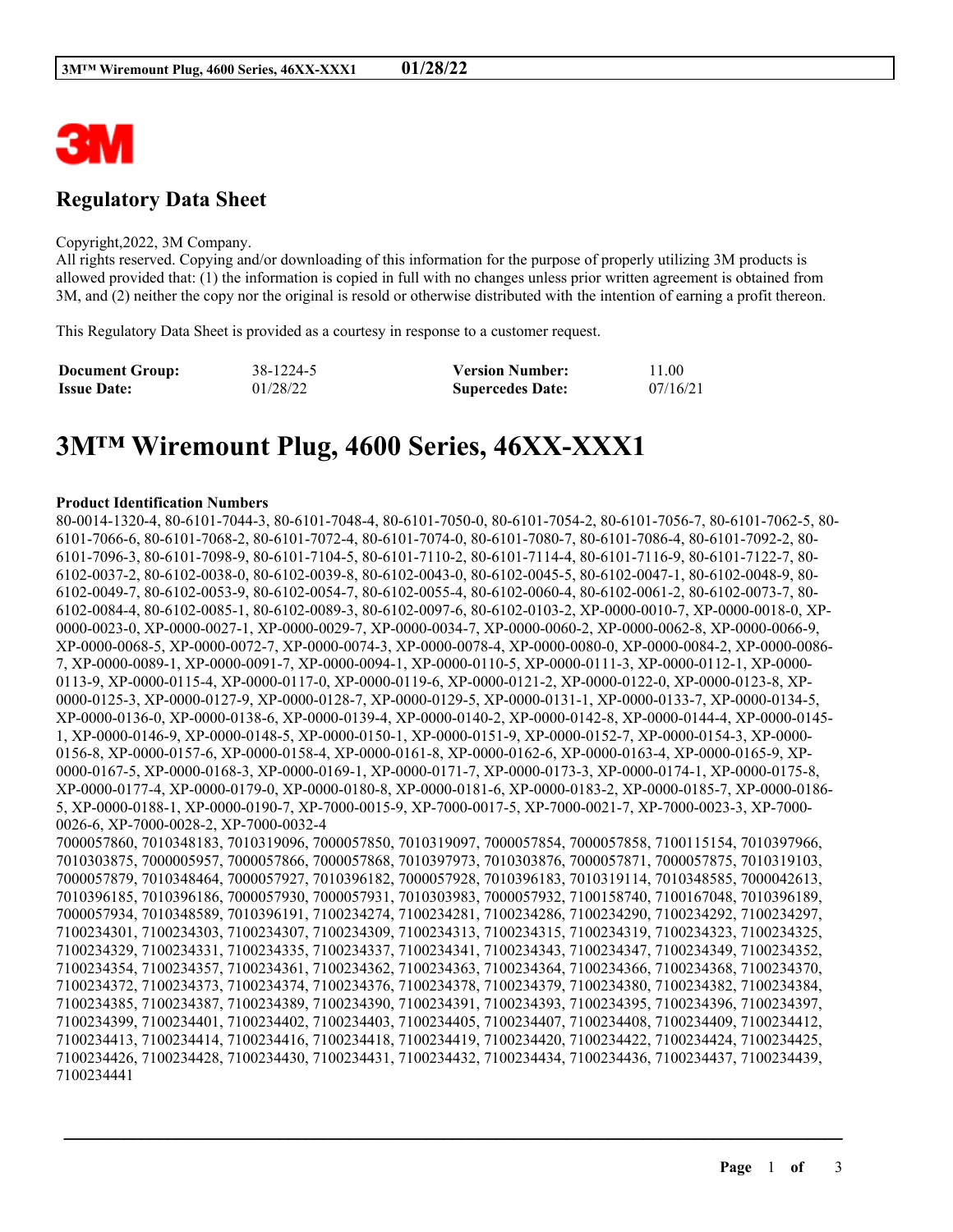## Regulatory Data Sheet

Copyright,2022, 3M Company.
All rights reserved. Copying and/or downloading of this information for the purpose of properly utilizing 3M products is allowed provided that: (1) the information is copied in full with no changes unless prior written agreement is obtained from 3M, and (2) neither the copy nor the original is resold or otherwise distributed with the intention of earning a profit thereon.

This Regulatory Data Sheet is provided as a courtesy in response to a customer request.

| **Document Group:** | 38-1224-5 | **Version Number:** | 11.00 |
|---|---|---|---|
| **Issue Date:** | 01/28/22 | **Supercedes Date:** | 07/16/21 |

# 3M™ Wiremount Plug, 4600 Series, 46XX-XXX1

**Product Identification Numbers**

80-0014-1320-4, 80-6101-7044-3, 80-6101-7048-4, 80-6101-7050-0, 80-6101-7054-2, 80-6101-7056-7, 80-6101-7062-5, 80-6101-7066-6, 80-6101-7068-2, 80-6101-7072-4, 80-6101-7074-0, 80-6101-7080-7, 80-6101-7086-4, 80-6101-7092-2, 80-6101-7096-3, 80-6101-7098-9, 80-6101-7104-5, 80-6101-7110-2, 80-6101-7114-4, 80-6101-7116-9, 80-6101-7122-7, 80-6102-0037-2, 80-6102-0038-0, 80-6102-0039-8, 80-6102-0043-0, 80-6102-0045-5, 80-6102-0047-1, 80-6102-0048-9, 80-6102-0049-7, 80-6102-0053-9, 80-6102-0054-7, 80-6102-0055-4, 80-6102-0060-4, 80-6102-0061-2, 80-6102-0073-7, 80-6102-0084-4, 80-6102-0085-1, 80-6102-0089-3, 80-6102-0097-6, 80-6102-0103-2, XP-0000-0010-7, XP-0000-0018-0, XP-0000-0023-0, XP-0000-0027-1, XP-0000-0029-7, XP-0000-0034-7, XP-0000-0060-2, XP-0000-0062-8, XP-0000-0066-9, XP-0000-0068-5, XP-0000-0072-7, XP-0000-0074-3, XP-0000-0078-4, XP-0000-0080-0, XP-0000-0084-2, XP-0000-0086-7, XP-0000-0089-1, XP-0000-0091-7, XP-0000-0094-1, XP-0000-0110-5, XP-0000-0111-3, XP-0000-0112-1, XP-0000-0113-9, XP-0000-0115-4, XP-0000-0117-0, XP-0000-0119-6, XP-0000-0121-2, XP-0000-0122-0, XP-0000-0123-8, XP-0000-0125-3, XP-0000-0127-9, XP-0000-0128-7, XP-0000-0129-5, XP-0000-0131-1, XP-0000-0133-7, XP-0000-0134-5, XP-0000-0136-0, XP-0000-0138-6, XP-0000-0139-4, XP-0000-0140-2, XP-0000-0142-8, XP-0000-0144-4, XP-0000-0145-1, XP-0000-0146-9, XP-0000-0148-5, XP-0000-0150-1, XP-0000-0151-9, XP-0000-0152-7, XP-0000-0154-3, XP-0000-0156-8, XP-0000-0157-6, XP-0000-0158-4, XP-0000-0161-8, XP-0000-0162-6, XP-0000-0163-4, XP-0000-0165-9, XP-0000-0167-5, XP-0000-0168-3, XP-0000-0169-1, XP-0000-0171-7, XP-0000-0173-3, XP-0000-0174-1, XP-0000-0175-8, XP-0000-0177-4, XP-0000-0179-0, XP-0000-0180-8, XP-0000-0181-6, XP-0000-0183-2, XP-0000-0185-7, XP-0000-0186-5, XP-0000-0188-1, XP-0000-0190-7, XP-7000-0015-9, XP-7000-0017-5, XP-7000-0021-7, XP-7000-0023-3, XP-7000-0026-6, XP-7000-0028-2, XP-7000-0032-4
7000057860, 7010348183, 7010319096, 7000057850, 7010319097, 7000057854, 7000057858, 7100115154, 7010397966, 7010303875, 7000005957, 7000057866, 7000057868, 7010397973, 7010303876, 7000057871, 7000057875, 7010319103, 7000057879, 7010348464, 7000057927, 7010396182, 7000057928, 7010396183, 7010319114, 7010348585, 7000042613, 7010396185, 7010396186, 7000057930, 7000057931, 7010303983, 7000057932, 7100158740, 7100167048, 7010396189, 7000057934, 7010348589, 7010396191, 7100234274, 7100234281, 7100234286, 7100234290, 7100234292, 7100234297, 7100234301, 7100234303, 7100234307, 7100234309, 7100234313, 7100234315, 7100234319, 7100234323, 7100234325, 7100234329, 7100234331, 7100234335, 7100234337, 7100234341, 7100234343, 7100234347, 7100234349, 7100234352, 7100234354, 7100234357, 7100234361, 7100234362, 7100234363, 7100234364, 7100234366, 7100234368, 7100234370, 7100234372, 7100234373, 7100234374, 7100234376, 7100234378, 7100234379, 7100234380, 7100234382, 7100234384, 7100234385, 7100234387, 7100234389, 7100234390, 7100234391, 7100234393, 7100234395, 7100234396, 7100234397, 7100234399, 7100234401, 7100234402, 7100234403, 7100234405, 7100234407, 7100234408, 7100234409, 7100234412, 7100234413, 7100234414, 7100234416, 7100234418, 7100234419, 7100234420, 7100234422, 7100234424, 7100234425, 7100234426, 7100234428, 7100234430, 7100234431, 7100234432, 7100234434, 7100234436, 7100234437, 7100234439, 7100234441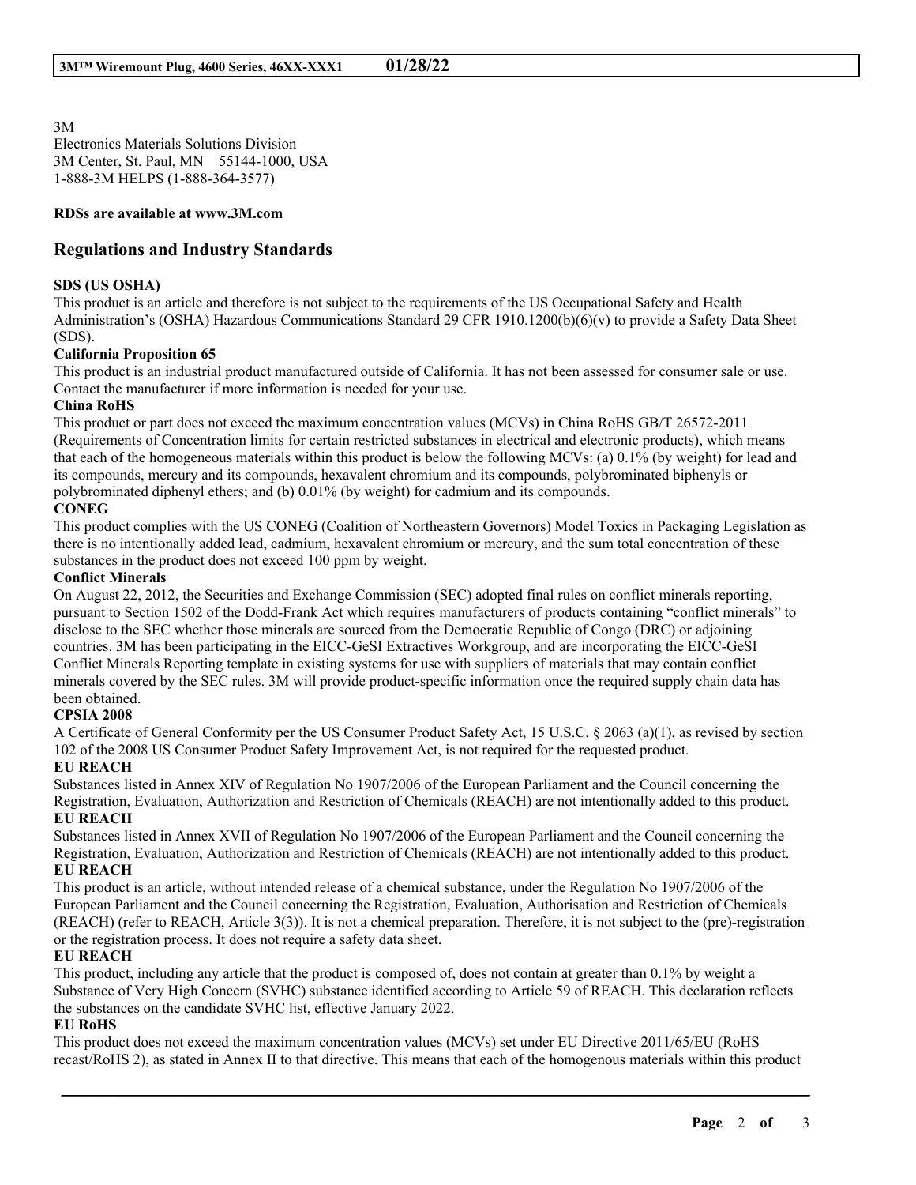3M
Electronics Materials Solutions Division
3M Center, St. Paul, MN 55144-1000, USA
1-888-3M HELPS (1-888-364-3577)

**RDSs are available at www.3M.com**

## Regulations and Industry Standards

**SDS (US OSHA)**

This product is an article and therefore is not subject to the requirements of the US Occupational Safety and Health Administration's (OSHA) Hazardous Communications Standard 29 CFR 1910.1200(b)(6)(v) to provide a Safety Data Sheet (SDS).

**California Proposition 65**

This product is an industrial product manufactured outside of California. It has not been assessed for consumer sale or use. Contact the manufacturer if more information is needed for your use.

**China RoHS**

This product or part does not exceed the maximum concentration values (MCVs) in China RoHS GB/T 26572-2011 (Requirements of Concentration limits for certain restricted substances in electrical and electronic products), which means that each of the homogeneous materials within this product is below the following MCVs: (a) 0.1% (by weight) for lead and its compounds, mercury and its compounds, hexavalent chromium and its compounds, polybrominated biphenyls or polybrominated diphenyl ethers; and (b) 0.01% (by weight) for cadmium and its compounds.

**CONEG**

This product complies with the US CONEG (Coalition of Northeastern Governors) Model Toxics in Packaging Legislation as there is no intentionally added lead, cadmium, hexavalent chromium or mercury, and the sum total concentration of these substances in the product does not exceed 100 ppm by weight.

**Conflict Minerals**

On August 22, 2012, the Securities and Exchange Commission (SEC) adopted final rules on conflict minerals reporting, pursuant to Section 1502 of the Dodd-Frank Act which requires manufacturers of products containing "conflict minerals" to disclose to the SEC whether those minerals are sourced from the Democratic Republic of Congo (DRC) or adjoining countries. 3M has been participating in the EICC-GeSI Extractives Workgroup, and are incorporating the EICC-GeSI Conflict Minerals Reporting template in existing systems for use with suppliers of materials that may contain conflict minerals covered by the SEC rules. 3M will provide product-specific information once the required supply chain data has been obtained.

**CPSIA 2008**

A Certificate of General Conformity per the US Consumer Product Safety Act, 15 U.S.C. § 2063 (a)(1), as revised by section 102 of the 2008 US Consumer Product Safety Improvement Act, is not required for the requested product.

**EU REACH**

Substances listed in Annex XIV of Regulation No 1907/2006 of the European Parliament and the Council concerning the Registration, Evaluation, Authorization and Restriction of Chemicals (REACH) are not intentionally added to this product.

**EU REACH**

Substances listed in Annex XVII of Regulation No 1907/2006 of the European Parliament and the Council concerning the Registration, Evaluation, Authorization and Restriction of Chemicals (REACH) are not intentionally added to this product.

**EU REACH**

This product is an article, without intended release of a chemical substance, under the Regulation No 1907/2006 of the European Parliament and the Council concerning the Registration, Evaluation, Authorisation and Restriction of Chemicals (REACH) (refer to REACH, Article 3(3)). It is not a chemical preparation. Therefore, it is not subject to the (pre)-registration or the registration process. It does not require a safety data sheet.

**EU REACH**

This product, including any article that the product is composed of, does not contain at greater than 0.1% by weight a Substance of Very High Concern (SVHC) substance identified according to Article 59 of REACH. This declaration reflects the substances on the candidate SVHC list, effective January 2022.

**EU RoHS**

This product does not exceed the maximum concentration values (MCVs) set under EU Directive 2011/65/EU (RoHS recast/RoHS 2), as stated in Annex II to that directive. This means that each of the homogenous materials within this product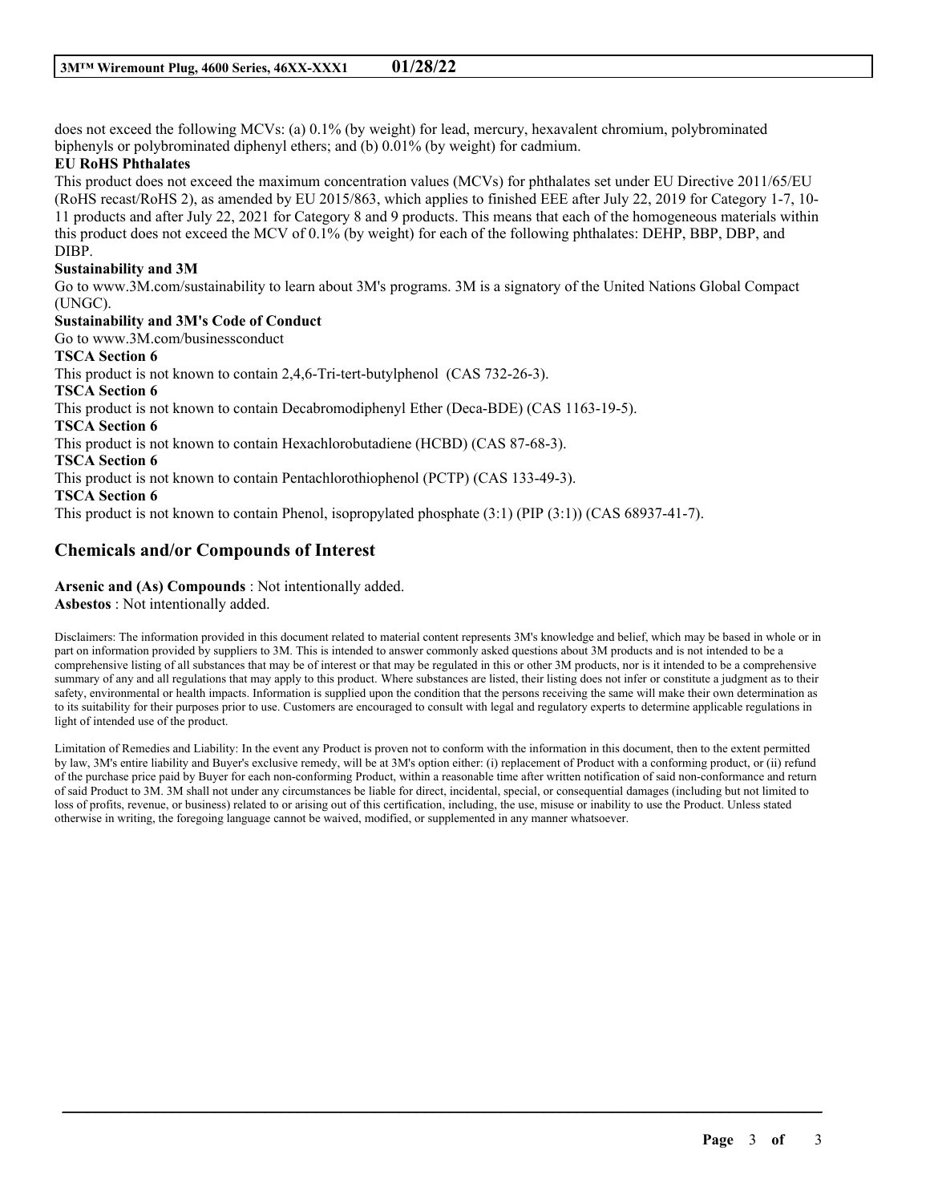does not exceed the following MCVs: (a) 0.1% (by weight) for lead, mercury, hexavalent chromium, polybrominated biphenyls or polybrominated diphenyl ethers; and (b) 0.01% (by weight) for cadmium.

**EU RoHS Phthalates**

This product does not exceed the maximum concentration values (MCVs) for phthalates set under EU Directive 2011/65/EU (RoHS recast/RoHS 2), as amended by EU 2015/863, which applies to finished EEE after July 22, 2019 for Category 1-7, 10-11 products and after July 22, 2021 for Category 8 and 9 products. This means that each of the homogeneous materials within this product does not exceed the MCV of 0.1% (by weight) for each of the following phthalates: DEHP, BBP, DBP, and DIBP.

**Sustainability and 3M**

Go to www.3M.com/sustainability to learn about 3M's programs. 3M is a signatory of the United Nations Global Compact (UNGC).

**Sustainability and 3M's Code of Conduct**

Go to www.3M.com/businessconduct

**TSCA Section 6**

This product is not known to contain 2,4,6-Tri-tert-butylphenol (CAS 732-26-3).

**TSCA Section 6**

This product is not known to contain Decabromodiphenyl Ether (Deca-BDE) (CAS 1163-19-5).

**TSCA Section 6**

This product is not known to contain Hexachlorobutadiene (HCBD) (CAS 87-68-3).

**TSCA Section 6**

This product is not known to contain Pentachlorothiophenol (PCTP) (CAS 133-49-3).

**TSCA Section 6**

This product is not known to contain Phenol, isopropylated phosphate (3:1) (PIP (3:1)) (CAS 68937-41-7).

## Chemicals and/or Compounds of Interest

**Arsenic and (As) Compounds** : Not intentionally added.
**Asbestos** : Not intentionally added.

Disclaimers: The information provided in this document related to material content represents 3M's knowledge and belief, which may be based in whole or in part on information provided by suppliers to 3M. This is intended to answer commonly asked questions about 3M products and is not intended to be a comprehensive listing of all substances that may be of interest or that may be regulated in this or other 3M products, nor is it intended to be a comprehensive summary of any and all regulations that may apply to this product. Where substances are listed, their listing does not infer or constitute a judgment as to their safety, environmental or health impacts. Information is supplied upon the condition that the persons receiving the same will make their own determination as to its suitability for their purposes prior to use. Customers are encouraged to consult with legal and regulatory experts to determine applicable regulations in light of intended use of the product.

Limitation of Remedies and Liability: In the event any Product is proven not to conform with the information in this document, then to the extent permitted by law, 3M's entire liability and Buyer's exclusive remedy, will be at 3M's option either: (i) replacement of Product with a conforming product, or (ii) refund of the purchase price paid by Buyer for each non-conforming Product, within a reasonable time after written notification of said non-conformance and return of said Product to 3M. 3M shall not under any circumstances be liable for direct, incidental, special, or consequential damages (including but not limited to loss of profits, revenue, or business) related to or arising out of this certification, including, the use, misuse or inability to use the Product. Unless stated otherwise in writing, the foregoing language cannot be waived, modified, or supplemented in any manner whatsoever.